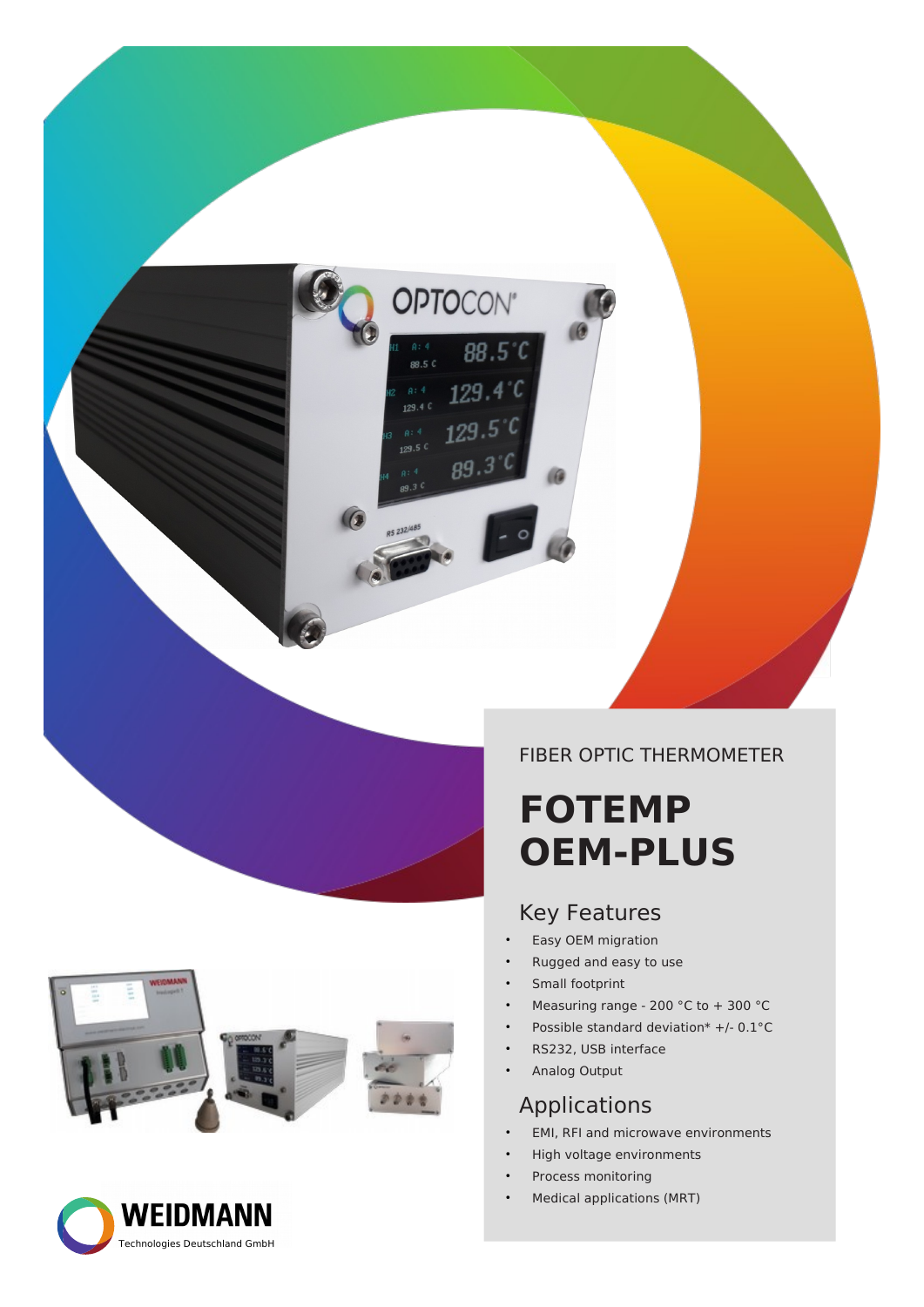FIBER OPTIC THERMOMETER

# FOTEMP OEM-PLUS

## Key Features

- Easy OEM migration
- Rugged and easy to use
- Small footprint
- Measuring range - 200 °C to + 300 °C
- Possible standard deviation* +/- 0.1°C
- RS232, USB interface
- Analog Output

## Applications

- EMI, RFI and microwave environments
- High voltage environments
- Process monitoring
- Medical applications (MRT)

WEIDMANN
Technologies Deutschland GmbH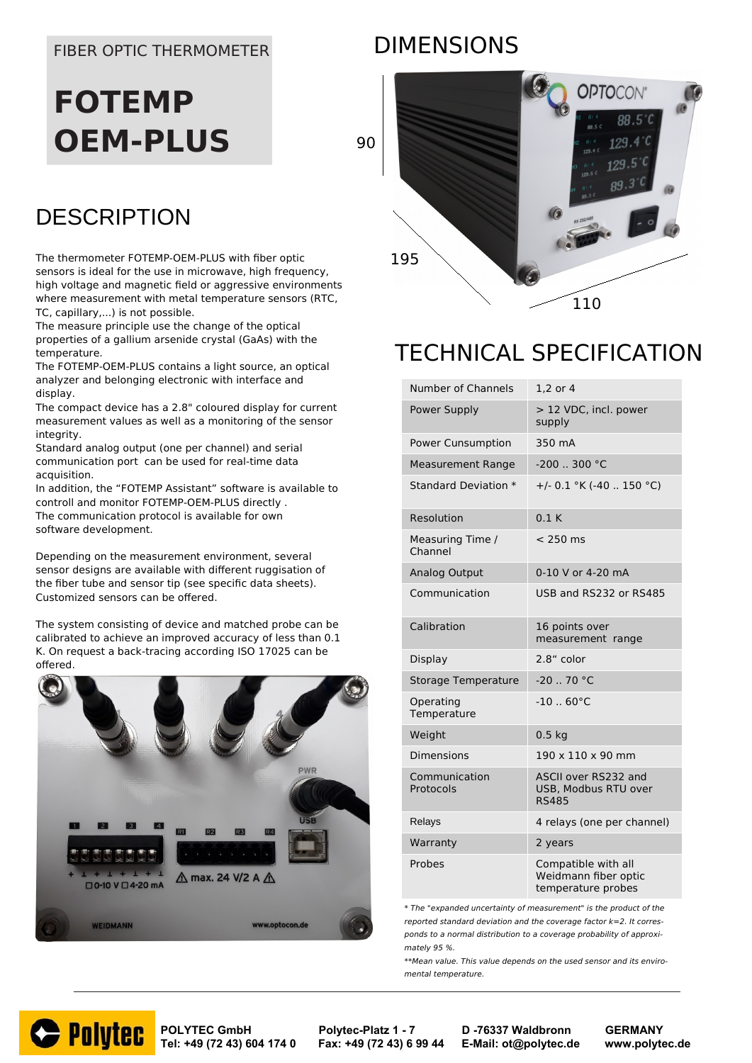FIBER OPTIC THERMOMETER

# FOTEMP OEM-PLUS

## DESCRIPTION

The thermometer FOTEMP-OEM-PLUS with fiber optic sensors is ideal for the use in microwave, high frequency, high voltage and magnetic field or aggressive environments where measurement with metal temperature sensors (RTC, TC, capillary,...) is not possible.
The measure principle use the change of the optical properties of a gallium arsenide crystal (GaAs) with the temperature.
The FOTEMP-OEM-PLUS contains a light source, an optical analyzer and belonging electronic with interface and display.
The compact device has a 2.8" coloured display for current measurement values as well as a monitoring of the sensor integrity.
Standard analog output (one per channel) and serial communication port can be used for real-time data acquisition.
In addition, the “FOTEMP Assistant” software is available to controll and monitor FOTEMP-OEM-PLUS directly .
The communication protocol is available for own software development.

Depending on the measurement environment, several sensor designs are available with different ruggisation of the fiber tube and sensor tip (see specific data sheets). Customized sensors can be offered.

The system consisting of device and matched probe can be calibrated to achieve an improved accuracy of less than 0.1 K. On request a back-tracing according ISO 17025 can be offered.

## DIMENSIONS

90

195

110

## TECHNICAL SPECIFICATION

| | |
|---|---|
| Number of Channels | 1,2 or 4 |
| Power Supply | > 12 VDC, incl. power supply |
| Power Cunsumption | 350 mA |
| Measurement Range | -200 .. 300 °C |
| Standard Deviation * | +/- 0.1 °K (-40 .. 150 °C) |
| Resolution | 0.1 K |
| Measuring Time / Channel | < 250 ms |
| Analog Output | 0-10 V or 4-20 mA |
| Communication | USB and RS232 or RS485 |
| Calibration | 16 points over measurement range |
| Display | 2.8“ color |
| Storage Temperature | -20 .. 70 °C |
| Operating Temperature | -10 .. 60°C |
| Weight | 0.5 kg |
| Dimensions | 190 x 110 x 90 mm |
| Communication Protocols | ASCII over RS232 and USB, Modbus RTU over RS485 |
| Relays | 4 relays (one per channel) |
| Warranty | 2 years |
| Probes | Compatible with all Weidmann fiber optic temperature probes |

*\* The "expanded uncertainty of measurement" is the product of the reported standard deviation and the coverage factor k=2. It corresponds to a normal distribution to a coverage probability of approximately 95 %.*

*\*\*Mean value. This value depends on the used sensor and its enviromental temperature.*

POLYTEC GmbH
Tel: +49 (72 43) 604 174 0

Polytec-Platz 1 - 7
Fax: +49 (72 43) 6 99 44

D -76337 Waldbronn
E-Mail: ot@polytec.de

GERMANY
www.polytec.de